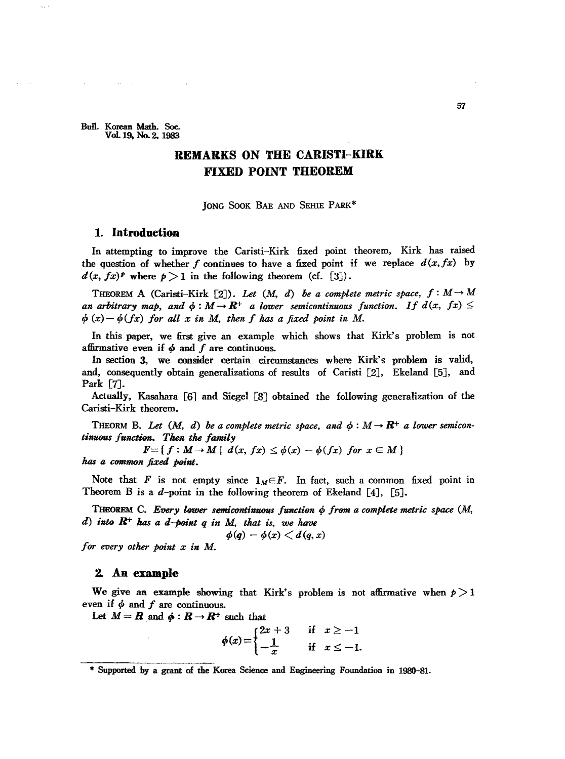# REMARKS ON THE CARISTI-KIRK FIXED POINT THEOREM

JONG SOOK BAE AND SEHIE PARK*

## 1. Introduction

In attempting to improve the Caristi-Kirk fixed point theorem, Kirk has raised the question of whether $f$ continues to have a fixed point if we replace $d(x,fx)$ by $d(x,fx)^p$ where $p>1$ in the following theorem (cf. [3]).

THEOREM A (Caristi-Kirk [2]). *Let $(M, d)$ be a complete metric space, $f: M \to M$ an arbitrary map, and $\phi : M \to \mathbf{R}^+$ a lower semicontinuous function. If $d(x, fx) \leq \phi(x) - \phi(fx)$ for all $x$ in $M$, then $f$ has a fixed point in $M$.*

In this paper, we first give an example which shows that Kirk's problem is not affirmative even if $\phi$ and $f$ are continuous.

In section 3, we consider certain circumstances where Kirk's problem is valid, and, consequently obtain generalizations of results of Caristi [2], Ekeland [5], and Park [7].

Actually, Kasahara [6] and Siegel [8] obtained the following generalization of the Caristi-Kirk theorem.

THEORM B. *Let $(M, d)$ be a complete metric space, and $\phi : M \to \mathbf{R}^+$ a lower semicontinuous function. Then the family*

$$F = \{ f: M \to M \mid d(x, fx) \leq \phi(x) - \phi(fx) \text{ for } x \in M \}$$

*has a common fixed point.*

Note that $F$ is not empty since $1_M \in F$. In fact, such a common fixed point in Theorem B is a $d$-point in the following theorem of Ekeland [4], [5].

THEOREM C. *Every lower semicontinuous function $\phi$ from a complete metric space $(M, d)$ into $\mathbf{R}^+$ has a $d$-point $q$ in $M$, that is, we have*

$$\phi(q) - \phi(x) < d(q, x)$$

*for every other point $x$ in $M$.*

## 2. An example

We give an example showing that Kirk's problem is not affirmative when $p>1$ even if $\phi$ and $f$ are continuous.

Let $M = \mathbf{R}$ and $\phi : \mathbf{R} \to \mathbf{R}^+$ such that

$$\phi(x) = \begin{cases} 2x+3 & \text{if } x \geq -1 \\ -\dfrac{1}{x} & \text{if } x \leq -1. \end{cases}$$

---

\* Supported by a grant of the Korea Science and Engineering Foundation in 1980-81.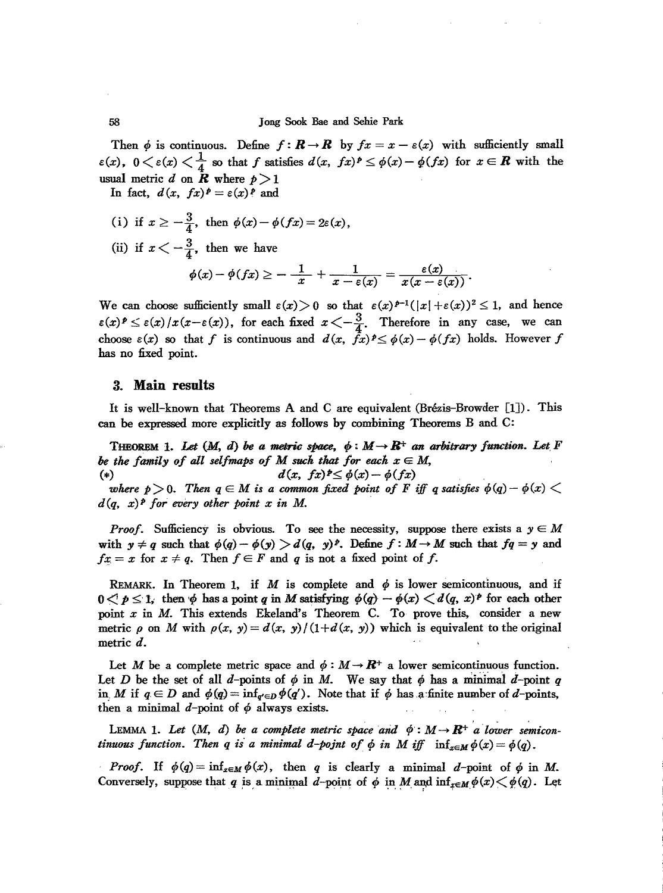Then $\phi$ is continuous. Define $f: \boldsymbol{R} \to \boldsymbol{R}$ by $fx = x - \varepsilon(x)$ with sufficiently small $\varepsilon(x)$, $0 < \varepsilon(x) < \frac{1}{4}$ so that $f$ satisfies $d(x, fx)^p \leq \phi(x) - \phi(fx)$ for $x \in \boldsymbol{R}$ with the usual metric $d$ on $\boldsymbol{R}$ where $p > 1$

In fact, $d(x, fx)^p = \varepsilon(x)^p$ and

(i) if $x \geq -\frac{3}{4}$, then $\phi(x) - \phi(fx) = 2\varepsilon(x)$,

(ii) if $x < -\frac{3}{4}$, then we have

$$\phi(x) - \phi(fx) \geq -\frac{1}{x} + \frac{1}{x - \varepsilon(x)} = \frac{\varepsilon(x)}{x(x - \varepsilon(x))}.$$

We can choose sufficiently small $\varepsilon(x) > 0$ so that $\varepsilon(x)^{p-1}(|x| + \varepsilon(x))^2 \leq 1$, and hence $\varepsilon(x)^p \leq \varepsilon(x)/x(x - \varepsilon(x))$, for each fixed $x < -\frac{3}{4}$. Therefore in any case, we can choose $\varepsilon(x)$ so that $f$ is continuous and $d(x, fx)^p \leq \phi(x) - \phi(fx)$ holds. However $f$ has no fixed point.

## 3. Main results

It is well-known that Theorems A and C are equivalent (Brézis-Browder [1]). This can be expressed more explicitly as follows by combining Theorems B and C:

**Theorem 1.** *Let $(M, d)$ be a metric space, $\phi: M \to \boldsymbol{R}^+$ an arbitrary function. Let $F$ be the family of all selfmaps of $M$ such that for each $x \in M$,*

$$(*) \qquad d(x, fx)^p \leq \phi(x) - \phi(fx)$$

*where $p > 0$. Then $q \in M$ is a common fixed point of $F$ iff $q$ satisfies $\phi(q) - \phi(x) < d(q, x)^p$ for every other point $x$ in $M$.*

*Proof.* Sufficiency is obvious. To see the necessity, suppose there exists a $y \in M$ with $y \neq q$ such that $\phi(q) - \phi(y) > d(q, y)^p$. Define $f: M \to M$ such that $fq = y$ and $fx = x$ for $x \neq q$. Then $f \in F$ and $q$ is not a fixed point of $f$.

Remark. In Theorem 1, if $M$ is complete and $\phi$ is lower semicontinuous, and if $0 < p \leq 1$, then $\phi$ has a point $q$ in $M$ satisfying $\phi(q) - \phi(x) < d(q, x)^p$ for each other point $x$ in $M$. This extends Ekeland's Theorem C. To prove this, consider a new metric $\rho$ on $M$ with $\rho(x, y) = d(x, y)/(1 + d(x, y))$ which is equivalent to the original metric $d$.

Let $M$ be a complete metric space and $\phi: M \to \boldsymbol{R}^+$ a lower semicontinuous function. Let $D$ be the set of all $d$-points of $\phi$ in $M$. We say that $\phi$ has a minimal $d$-point $q$ in $M$ if $q \in D$ and $\phi(q) = \inf_{q' \in D} \phi(q')$. Note that if $\phi$ has a finite number of $d$-points, then a minimal $d$-point of $\phi$ always exists.

**Lemma 1.** *Let $(M, d)$ be a complete metric space and $\phi: M \to \boldsymbol{R}^+$ a lower semicontinuous function. Then $q$ is a minimal $d$-point of $\phi$ in $M$ iff $\inf_{x \in M} \phi(x) = \phi(q)$.*

*Proof.* If $\phi(q) = \inf_{x \in M} \phi(x)$, then $q$ is clearly a minimal $d$-point of $\phi$ in $M$. Conversely, suppose that $q$ is a minimal $d$-point of $\phi$ in $M$ and $\inf_{x \in M} \phi(x) < \phi(q)$. Let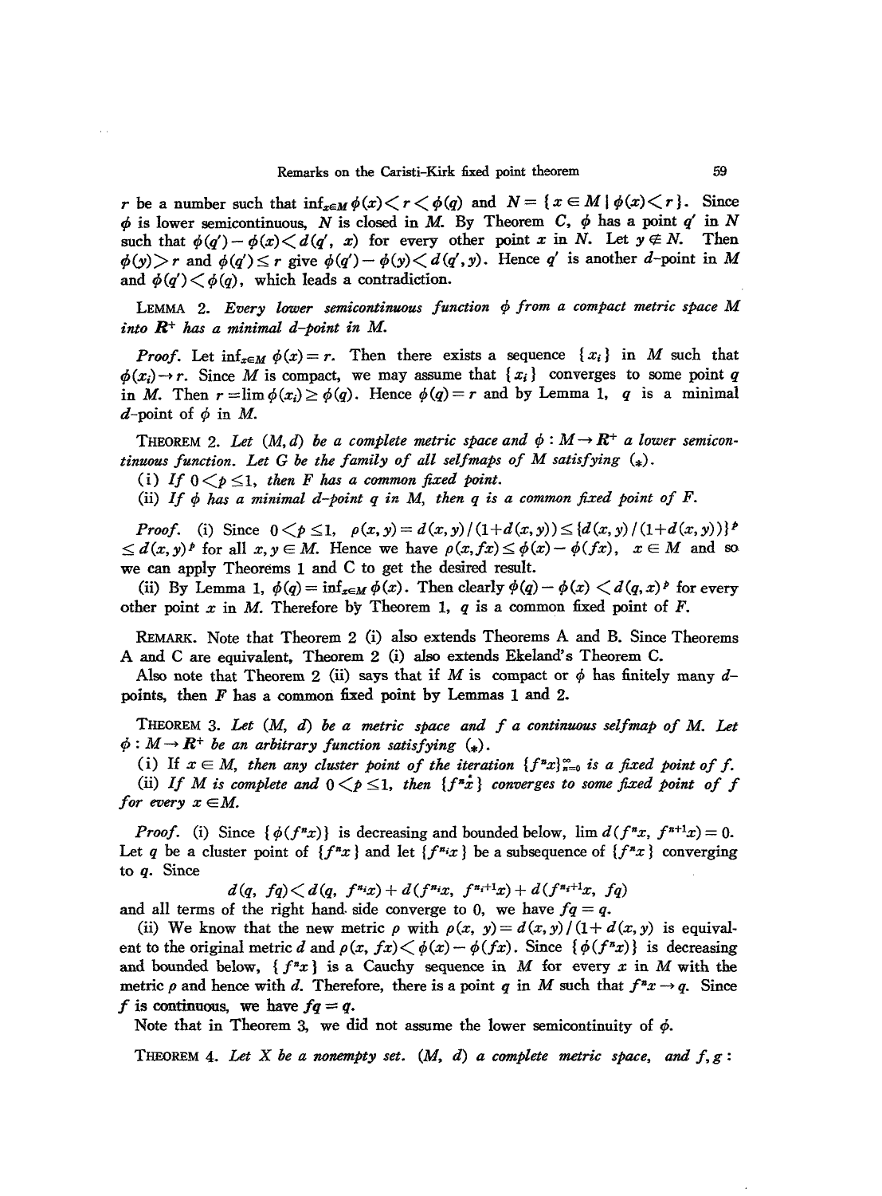$r$ be a number such that $\inf_{x \in M} \phi(x) < r < \phi(q)$ and $N = \{x \in M \mid \phi(x) < r\}$. Since $\phi$ is lower semicontinuous, $N$ is closed in $M$. By Theorem C, $\phi$ has a point $q'$ in $N$ such that $\phi(q') - \phi(x) < d(q', x)$ for every other point $x$ in $N$. Let $y \notin N$. Then $\phi(y) > r$ and $\phi(q') \leq r$ give $\phi(q') - \phi(y) < d(q', y)$. Hence $q'$ is another $d$-point in $M$ and $\phi(q') < \phi(q)$, which leads a contradiction.

LEMMA 2. *Every lower semicontinuous function $\phi$ from a compact metric space $M$ into $\mathbf{R}^+$ has a minimal $d$-point in $M$.*

*Proof.* Let $\inf_{x \in M} \phi(x) = r$. Then there exists a sequence $\{x_i\}$ in $M$ such that $\phi(x_i) \to r$. Since $M$ is compact, we may assume that $\{x_i\}$ converges to some point $q$ in $M$. Then $r = \lim \phi(x_i) \geq \phi(q)$. Hence $\phi(q) = r$ and by Lemma 1, $q$ is a minimal $d$-point of $\phi$ in $M$.

THEOREM 2. *Let $(M, d)$ be a complete metric space and $\phi : M \to \mathbf{R}^+$ a lower semicontinuous function. Let $G$ be the family of all selfmaps of $M$ satisfying $(*)$.*

(i) *If $0 < p \leq 1$, then $F$ has a common fixed point.*

(ii) *If $\phi$ has a minimal $d$-point $q$ in $M$, then $q$ is a common fixed point of $F$.*

*Proof.* (i) Since $0 < p \leq 1$, $\rho(x, y) = d(x, y)/(1 + d(x, y)) \leq \{d(x, y)/(1 + d(x, y))\}^p \leq d(x, y)^p$ for all $x, y \in M$. Hence we have $\rho(x, fx) \leq \phi(x) - \phi(fx)$, $x \in M$ and so we can apply Theorems 1 and C to get the desired result.

(ii) By Lemma 1, $\phi(q) = \inf_{x \in M} \phi(x)$. Then clearly $\phi(q) - \phi(x) < d(q, x)^p$ for every other point $x$ in $M$. Therefore by Theorem 1, $q$ is a common fixed point of $F$.

REMARK. Note that Theorem 2 (i) also extends Theorems A and B. Since Theorems A and C are equivalent, Theorem 2 (i) also extends Ekeland's Theorem C.

Also note that Theorem 2 (ii) says that if $M$ is compact or $\phi$ has finitely many $d$-points, then $F$ has a common fixed point by Lemmas 1 and 2.

THEOREM 3. *Let $(M, d)$ be a metric space and $f$ a continuous selfmap of $M$. Let $\phi : M \to \mathbf{R}^+$ be an arbitrary function satisfying $(*)$.*

(i) *If $x \in M$, then any cluster point of the iteration $\{f^n x\}_{n=0}^{\infty}$ is a fixed point of $f$.*

(ii) *If $M$ is complete and $0 < p \leq 1$, then $\{f^n x\}$ converges to some fixed point of $f$ for every $x \in M$.*

*Proof.* (i) Since $\{\phi(f^n x)\}$ is decreasing and bounded below, $\lim d(f^n x, f^{n+1} x) = 0$. Let $q$ be a cluster point of $\{f^n x\}$ and let $\{f^{n_i} x\}$ be a subsequence of $\{f^n x\}$ converging to $q$. Since

$$d(q, fq) < d(q, f^{n_i} x) + d(f^{n_i} x, f^{n_i+1} x) + d(f^{n_i+1} x, fq)$$

and all terms of the right hand side converge to 0, we have $fq = q$.

(ii) We know that the new metric $\rho$ with $\rho(x, y) = d(x, y)/(1 + d(x, y)$ is equivalent to the original metric $d$ and $\rho(x, fx) < \phi(x) - \phi(fx)$. Since $\{\phi(f^n x)\}$ is decreasing and bounded below, $\{f^n x\}$ is a Cauchy sequence in $M$ for every $x$ in $M$ with the metric $\rho$ and hence with $d$. Therefore, there is a point $q$ in $M$ such that $f^n x \to q$. Since $f$ is continuous, we have $fq = q$.

Note that in Theorem 3, we did not assume the lower semicontinuity of $\phi$.

THEOREM 4. *Let $X$ be a nonempty set. $(M, d)$ a complete metric space, and $f, g$ :*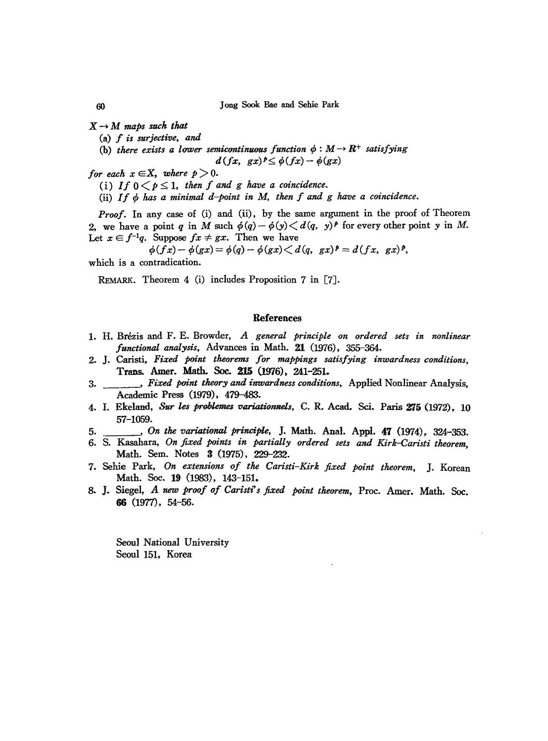*$X \to M$ maps such that*

(a) *$f$ is surjective, and*

(b) *there exists a lower semicontinuous function $\phi : M \to \mathbf{R}^+$ satisfying*

$$d(fx,\ gx)^p \le \phi(fx) - \phi(gx)$$

*for each $x \in X$, where $p > 0$.*

(i) *If $0 < p \le 1$, then $f$ and $g$ have a coincidence.*

(ii) *If $\phi$ has a minimal $d$-point in $M$, then $f$ and $g$ have a coincidence.*

*Proof.* In any case of (i) and (ii), by the same argument in the proof of Theorem 2, we have a point $q$ in $M$ such $\phi(q) - \phi(y) < d(q,\ y)^p$ for every other point $y$ in $M$. Let $x \in f^{-1}q$. Suppose $fx \neq gx$. Then we have

$$\phi(fx) - \phi(gx) = \phi(q) - \phi(gx) < d(q,\ gx)^p = d(fx,\ gx)^p,$$

which is a contradication.

REMARK. Theorem 4 (i) includes Proposition 7 in [7].

## References

1. H. Brézis and F. E. Browder, *A general principle on ordered sets in nonlinear functional analysis*, Advances in Math. **21** (1976), 355–364.
2. J. Caristi, *Fixed point theorems for mappings satisfying inwardness conditions*, Trans. Amer. Math. Soc. **215** (1976), 241–251.
3. ______, *Fixed point theory and inwardness conditions*, Applied Nonlinear Analysis, Academic Press (1979), 479–483.
4. I. Ekeland, *Sur les problemes variationnels*, C. R. Acad. Sci. Paris **275** (1972), 1057–1059.
5. ______, *On the variational principle*, J. Math. Anal. Appl. **47** (1974), 324–353.
6. S. Kasahara, *On fixed points in partially ordered sets and Kirk-Caristi theorem*, Math. Sem. Notes **3** (1975), 229–232.
7. Sehie Park, *On extensions of the Caristi-Kirk fixed point theorem*, J. Korean Math. Soc. **19** (1983), 143–151.
8. J. Siegel, *A new proof of Caristi's fixed point theorem*, Proc. Amer. Math. Soc. **66** (1977), 54–56.

Seoul National University
Seoul 151, Korea